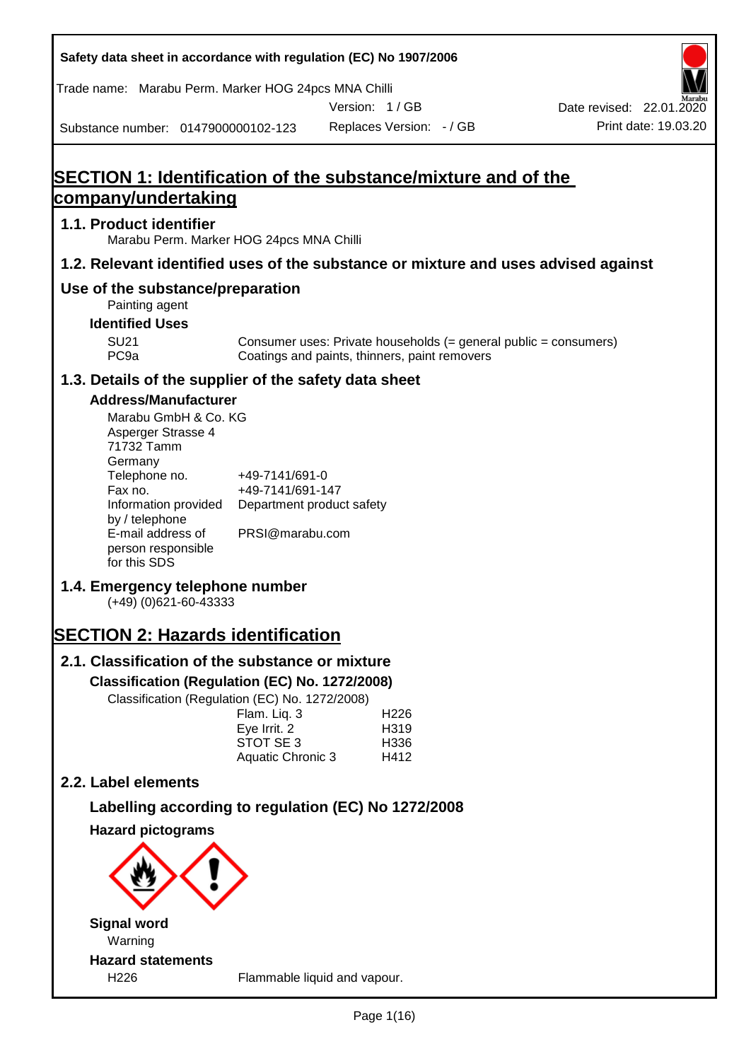Safety data sheet in accordance with regulation (EC) No 1907/2006

Trade name: Marabu Perm. Marker HOG 24pcs MNA Chilli

Version: 1 / GB

Date revised: 22.01.2020

Substance number: 0147900000102-123

Replaces Version: - / GB

Print date: 19.03.20

# SECTION 1: Identification of the substance/mixture and of the company/undertaking

## 1.1. Product identifier

Marabu Perm. Marker HOG 24pcs MNA Chilli

## 1.2. Relevant identified uses of the substance or mixture and uses advised against

## Use of the substance/preparation

Painting agent

### Identified Uses

| | |
|---|---|
| SU21 | Consumer uses: Private households (= general public = consumers) |
| PC9a | Coatings and paints, thinners, paint removers |

## 1.3. Details of the supplier of the safety data sheet

### Address/Manufacturer

Marabu GmbH & Co. KG
Asperger Strasse 4
71732 Tamm
Germany

| | |
|---|---|
| Telephone no. | +49-7141/691-0 |
| Fax no. | +49-7141/691-147 |
| Information provided by / telephone | Department product safety |
| E-mail address of person responsible for this SDS | PRSI@marabu.com |

## 1.4. Emergency telephone number

(+49) (0)621-60-43333

# SECTION 2: Hazards identification

## 2.1. Classification of the substance or mixture

### Classification (Regulation (EC) No. 1272/2008)

Classification (Regulation (EC) No. 1272/2008)

| | |
|---|---|
| Flam. Liq. 3 | H226 |
| Eye Irrit. 2 | H319 |
| STOT SE 3 | H336 |
| Aquatic Chronic 3 | H412 |

## 2.2. Label elements

### Labelling according to regulation (EC) No 1272/2008

### Hazard pictograms

### Signal word

Warning

### Hazard statements

| | |
|---|---|
| H226 | Flammable liquid and vapour. |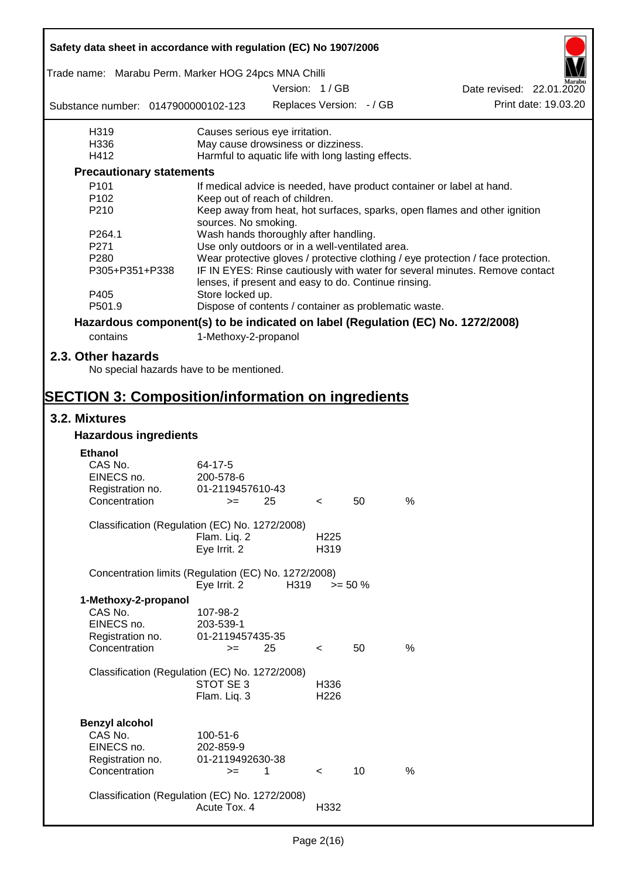| | |
|---|---|
| H319 | Causes serious eye irritation. |
| H336 | May cause drowsiness or dizziness. |
| H412 | Harmful to aquatic life with long lasting effects. |

**Precautionary statements**

| | |
|---|---|
| P101 | If medical advice is needed, have product container or label at hand. |
| P102 | Keep out of reach of children. |
| P210 | Keep away from heat, hot surfaces, sparks, open flames and other ignition sources. No smoking. |
| P264.1 | Wash hands thoroughly after handling. |
| P271 | Use only outdoors or in a well-ventilated area. |
| P280 | Wear protective gloves / protective clothing / eye protection / face protection. |
| P305+P351+P338 | IF IN EYES: Rinse cautiously with water for several minutes. Remove contact lenses, if present and easy to do. Continue rinsing. |
| P405 | Store locked up. |
| P501.9 | Dispose of contents / container as problematic waste. |

**Hazardous component(s) to be indicated on label (Regulation (EC) No. 1272/2008)**

contains 1-Methoxy-2-propanol

## 2.3. Other hazards

No special hazards have to be mentioned.

# SECTION 3: Composition/information on ingredients

## 3.2. Mixtures

### Hazardous ingredients

**Ethanol**

| | |
|---|---|
| CAS No. | 64-17-5 |
| EINECS no. | 200-578-6 |
| Registration no. | 01-2119457610-43 |
| Concentration | >= 25 < 50 % |

Classification (Regulation (EC) No. 1272/2008)

| | |
|---|---|
| Flam. Liq. 2 | H225 |
| Eye Irrit. 2 | H319 |

Concentration limits (Regulation (EC) No. 1272/2008)

| | | |
|---|---|---|
| Eye Irrit. 2 | H319 | >= 50 % |

**1-Methoxy-2-propanol**

| | |
|---|---|
| CAS No. | 107-98-2 |
| EINECS no. | 203-539-1 |
| Registration no. | 01-2119457435-35 |
| Concentration | >= 25 < 50 % |

Classification (Regulation (EC) No. 1272/2008)

| | |
|---|---|
| STOT SE 3 | H336 |
| Flam. Liq. 3 | H226 |

**Benzyl alcohol**

| | |
|---|---|
| CAS No. | 100-51-6 |
| EINECS no. | 202-859-9 |
| Registration no. | 01-2119492630-38 |
| Concentration | >= 1 < 10 % |

Classification (Regulation (EC) No. 1272/2008)

| | |
|---|---|
| Acute Tox. 4 | H332 |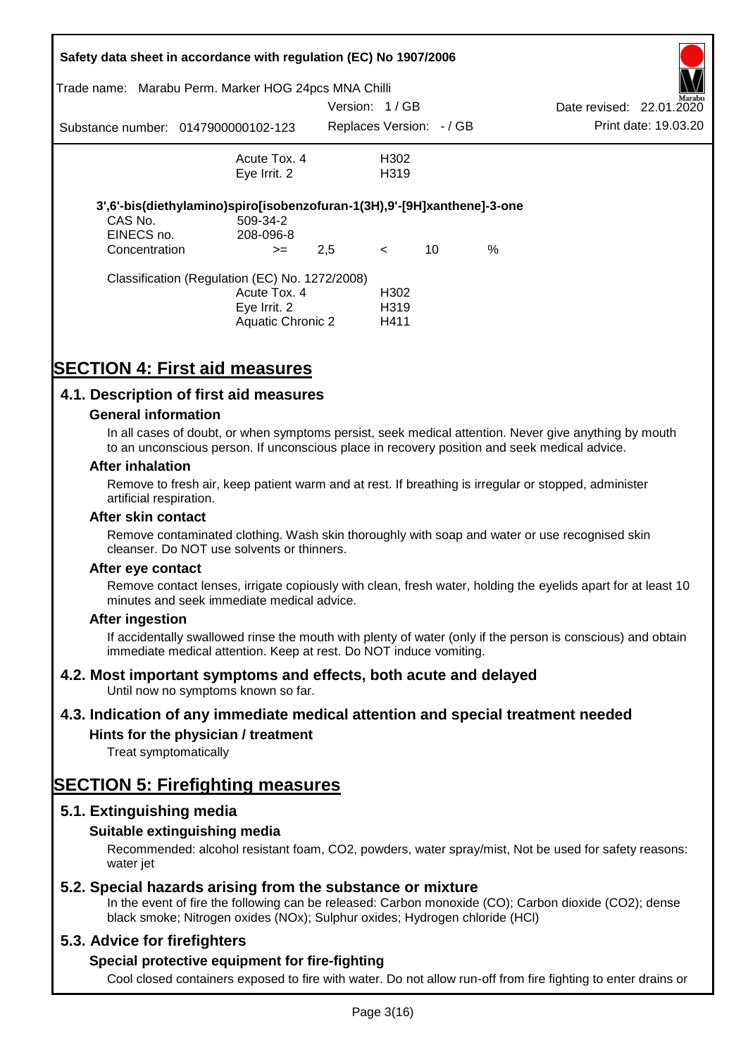| | | |
|---|---|---|
| | Acute Tox. 4 | H302 |
| | Eye Irrit. 2 | H319 |

**3',6'-bis(diethylamino)spiro[isobenzofuran-1(3H),9'-[9H]xanthene]-3-one**

| | | | | | |
|---|---|---|---|---|---|
| CAS No. | 509-34-2 | | | | |
| EINECS no. | 208-096-8 | | | | |
| Concentration | >= | 2,5 | < | 10 | % |

Classification (Regulation (EC) No. 1272/2008)

| | |
|---|---|
| Acute Tox. 4 | H302 |
| Eye Irrit. 2 | H319 |
| Aquatic Chronic 2 | H411 |

# SECTION 4: First aid measures

## 4.1. Description of first aid measures

### General information

In all cases of doubt, or when symptoms persist, seek medical attention. Never give anything by mouth to an unconscious person. If unconscious place in recovery position and seek medical advice.

### After inhalation

Remove to fresh air, keep patient warm and at rest. If breathing is irregular or stopped, administer artificial respiration.

### After skin contact

Remove contaminated clothing. Wash skin thoroughly with soap and water or use recognised skin cleanser. Do NOT use solvents or thinners.

### After eye contact

Remove contact lenses, irrigate copiously with clean, fresh water, holding the eyelids apart for at least 10 minutes and seek immediate medical advice.

### After ingestion

If accidentally swallowed rinse the mouth with plenty of water (only if the person is conscious) and obtain immediate medical attention. Keep at rest. Do NOT induce vomiting.

## 4.2. Most important symptoms and effects, both acute and delayed

Until now no symptoms known so far.

## 4.3. Indication of any immediate medical attention and special treatment needed

### Hints for the physician / treatment

Treat symptomatically

# SECTION 5: Firefighting measures

## 5.1. Extinguishing media

### Suitable extinguishing media

Recommended: alcohol resistant foam, $CO_2$, powders, water spray/mist, Not be used for safety reasons: water jet

## 5.2. Special hazards arising from the substance or mixture

In the event of fire the following can be released: Carbon monoxide (CO); Carbon dioxide ($CO_2$); dense black smoke; Nitrogen oxides ($NO_x$); Sulphur oxides; Hydrogen chloride (HCl)

## 5.3. Advice for firefighters

### Special protective equipment for fire-fighting

Cool closed containers exposed to fire with water. Do not allow run-off from fire fighting to enter drains or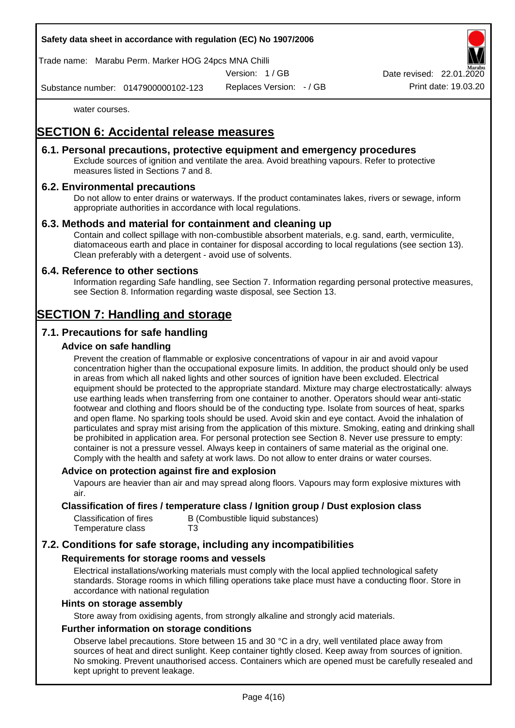water courses.

# SECTION 6: Accidental release measures

## 6.1. Personal precautions, protective equipment and emergency procedures

Exclude sources of ignition and ventilate the area. Avoid breathing vapours. Refer to protective measures listed in Sections 7 and 8.

## 6.2. Environmental precautions

Do not allow to enter drains or waterways. If the product contaminates lakes, rivers or sewage, inform appropriate authorities in accordance with local regulations.

## 6.3. Methods and material for containment and cleaning up

Contain and collect spillage with non-combustible absorbent materials, e.g. sand, earth, vermiculite, diatomaceous earth and place in container for disposal according to local regulations (see section 13). Clean preferably with a detergent - avoid use of solvents.

## 6.4. Reference to other sections

Information regarding Safe handling, see Section 7. Information regarding personal protective measures, see Section 8. Information regarding waste disposal, see Section 13.

# SECTION 7: Handling and storage

## 7.1. Precautions for safe handling

### Advice on safe handling

Prevent the creation of flammable or explosive concentrations of vapour in air and avoid vapour concentration higher than the occupational exposure limits. In addition, the product should only be used in areas from which all naked lights and other sources of ignition have been excluded. Electrical equipment should be protected to the appropriate standard. Mixture may charge electrostatically: always use earthing leads when transferring from one container to another. Operators should wear anti-static footwear and clothing and floors should be of the conducting type. Isolate from sources of heat, sparks and open flame. No sparking tools should be used. Avoid skin and eye contact. Avoid the inhalation of particulates and spray mist arising from the application of this mixture. Smoking, eating and drinking shall be prohibited in application area. For personal protection see Section 8. Never use pressure to empty: container is not a pressure vessel. Always keep in containers of same material as the original one. Comply with the health and safety at work laws. Do not allow to enter drains or water courses.

### Advice on protection against fire and explosion

Vapours are heavier than air and may spread along floors. Vapours may form explosive mixtures with air.

### Classification of fires / temperature class / Ignition group / Dust explosion class

| | |
|---|---|
| Classification of fires | B (Combustible liquid substances) |
| Temperature class | T3 |

## 7.2. Conditions for safe storage, including any incompatibilities

### Requirements for storage rooms and vessels

Electrical installations/working materials must comply with the local applied technological safety standards. Storage rooms in which filling operations take place must have a conducting floor. Store in accordance with national regulation

### Hints on storage assembly

Store away from oxidising agents, from strongly alkaline and strongly acid materials.

### Further information on storage conditions

Observe label precautions. Store between 15 and 30 °C in a dry, well ventilated place away from sources of heat and direct sunlight. Keep container tightly closed. Keep away from sources of ignition. No smoking. Prevent unauthorised access. Containers which are opened must be carefully resealed and kept upright to prevent leakage.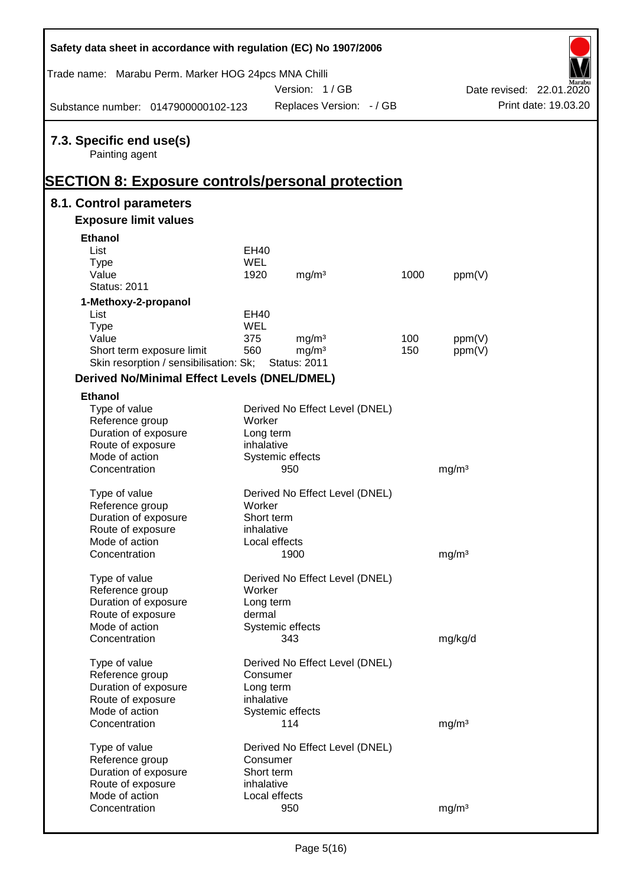## 7.3. Specific end use(s)

Painting agent

# SECTION 8: Exposure controls/personal protection

## 8.1. Control parameters

### Exposure limit values

**Ethanol**

| | | | | |
|---|---|---|---|---|
| List | EH40 | | | |
| Type | WEL | | | |
| Value | 1920 | $mg/m^3$ | 1000 | ppm(V) |
| Status: 2011 | | | | |

**1-Methoxy-2-propanol**

| | | | | |
|---|---|---|---|---|
| List | EH40 | | | |
| Type | WEL | | | |
| Value | 375 | $mg/m^3$ | 100 | ppm(V) |
| Short term exposure limit | 560 | $mg/m^3$ | 150 | ppm(V) |
| Skin resorption / sensibilisation: Sk; | Status: 2011 | | | |

### Derived No/Minimal Effect Levels (DNEL/DMEL)

**Ethanol**

| | | |
|---|---|---|
| Type of value | Derived No Effect Level (DNEL) | |
| Reference group | Worker | |
| Duration of exposure | Long term | |
| Route of exposure | inhalative | |
| Mode of action | Systemic effects | |
| Concentration | 950 | $mg/m^3$ |

| | | |
|---|---|---|
| Type of value | Derived No Effect Level (DNEL) | |
| Reference group | Worker | |
| Duration of exposure | Short term | |
| Route of exposure | inhalative | |
| Mode of action | Local effects | |
| Concentration | 1900 | $mg/m^3$ |

| | | |
|---|---|---|
| Type of value | Derived No Effect Level (DNEL) | |
| Reference group | Worker | |
| Duration of exposure | Long term | |
| Route of exposure | dermal | |
| Mode of action | Systemic effects | |
| Concentration | 343 | mg/kg/d |

| | | |
|---|---|---|
| Type of value | Derived No Effect Level (DNEL) | |
| Reference group | Consumer | |
| Duration of exposure | Long term | |
| Route of exposure | inhalative | |
| Mode of action | Systemic effects | |
| Concentration | 114 | $mg/m^3$ |

| | | |
|---|---|---|
| Type of value | Derived No Effect Level (DNEL) | |
| Reference group | Consumer | |
| Duration of exposure | Short term | |
| Route of exposure | inhalative | |
| Mode of action | Local effects | |
| Concentration | 950 | $mg/m^3$ |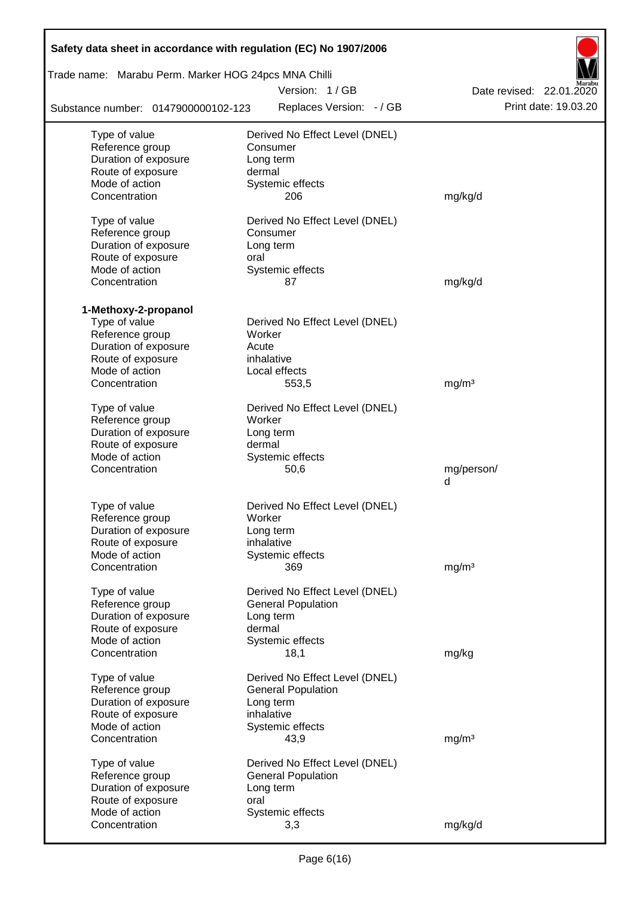| | | |
|---|---|---|
| Type of value | Derived No Effect Level (DNEL) | |
| Reference group | Consumer | |
| Duration of exposure | Long term | |
| Route of exposure | dermal | |
| Mode of action | Systemic effects | |
| Concentration | 206 | mg/kg/d |

| | | |
|---|---|---|
| Type of value | Derived No Effect Level (DNEL) | |
| Reference group | Consumer | |
| Duration of exposure | Long term | |
| Route of exposure | oral | |
| Mode of action | Systemic effects | |
| Concentration | 87 | mg/kg/d |

**1-Methoxy-2-propanol**

| | | |
|---|---|---|
| Type of value | Derived No Effect Level (DNEL) | |
| Reference group | Worker | |
| Duration of exposure | Acute | |
| Route of exposure | inhalative | |
| Mode of action | Local effects | |
| Concentration | 553,5 | mg/m³ |

| | | |
|---|---|---|
| Type of value | Derived No Effect Level (DNEL) | |
| Reference group | Worker | |
| Duration of exposure | Long term | |
| Route of exposure | dermal | |
| Mode of action | Systemic effects | |
| Concentration | 50,6 | mg/person/d |

| | | |
|---|---|---|
| Type of value | Derived No Effect Level (DNEL) | |
| Reference group | Worker | |
| Duration of exposure | Long term | |
| Route of exposure | inhalative | |
| Mode of action | Systemic effects | |
| Concentration | 369 | mg/m³ |

| | | |
|---|---|---|
| Type of value | Derived No Effect Level (DNEL) | |
| Reference group | General Population | |
| Duration of exposure | Long term | |
| Route of exposure | dermal | |
| Mode of action | Systemic effects | |
| Concentration | 18,1 | mg/kg |

| | | |
|---|---|---|
| Type of value | Derived No Effect Level (DNEL) | |
| Reference group | General Population | |
| Duration of exposure | Long term | |
| Route of exposure | inhalative | |
| Mode of action | Systemic effects | |
| Concentration | 43,9 | mg/m³ |

| | | |
|---|---|---|
| Type of value | Derived No Effect Level (DNEL) | |
| Reference group | General Population | |
| Duration of exposure | Long term | |
| Route of exposure | oral | |
| Mode of action | Systemic effects | |
| Concentration | 3,3 | mg/kg/d |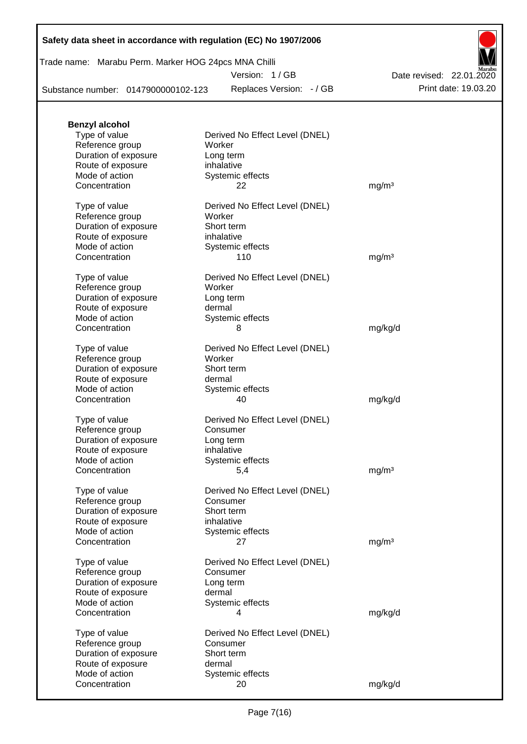**Benzyl alcohol**

| | | |
|---|---|---|
| Type of value | Derived No Effect Level (DNEL) | |
| Reference group | Worker | |
| Duration of exposure | Long term | |
| Route of exposure | inhalative | |
| Mode of action | Systemic effects | |
| Concentration | 22 | mg/m³ |

| | | |
|---|---|---|
| Type of value | Derived No Effect Level (DNEL) | |
| Reference group | Worker | |
| Duration of exposure | Short term | |
| Route of exposure | inhalative | |
| Mode of action | Systemic effects | |
| Concentration | 110 | mg/m³ |

| | | |
|---|---|---|
| Type of value | Derived No Effect Level (DNEL) | |
| Reference group | Worker | |
| Duration of exposure | Long term | |
| Route of exposure | dermal | |
| Mode of action | Systemic effects | |
| Concentration | 8 | mg/kg/d |

| | | |
|---|---|---|
| Type of value | Derived No Effect Level (DNEL) | |
| Reference group | Worker | |
| Duration of exposure | Short term | |
| Route of exposure | dermal | |
| Mode of action | Systemic effects | |
| Concentration | 40 | mg/kg/d |

| | | |
|---|---|---|
| Type of value | Derived No Effect Level (DNEL) | |
| Reference group | Consumer | |
| Duration of exposure | Long term | |
| Route of exposure | inhalative | |
| Mode of action | Systemic effects | |
| Concentration | 5,4 | mg/m³ |

| | | |
|---|---|---|
| Type of value | Derived No Effect Level (DNEL) | |
| Reference group | Consumer | |
| Duration of exposure | Short term | |
| Route of exposure | inhalative | |
| Mode of action | Systemic effects | |
| Concentration | 27 | mg/m³ |

| | | |
|---|---|---|
| Type of value | Derived No Effect Level (DNEL) | |
| Reference group | Consumer | |
| Duration of exposure | Long term | |
| Route of exposure | dermal | |
| Mode of action | Systemic effects | |
| Concentration | 4 | mg/kg/d |

| | | |
|---|---|---|
| Type of value | Derived No Effect Level (DNEL) | |
| Reference group | Consumer | |
| Duration of exposure | Short term | |
| Route of exposure | dermal | |
| Mode of action | Systemic effects | |
| Concentration | 20 | mg/kg/d |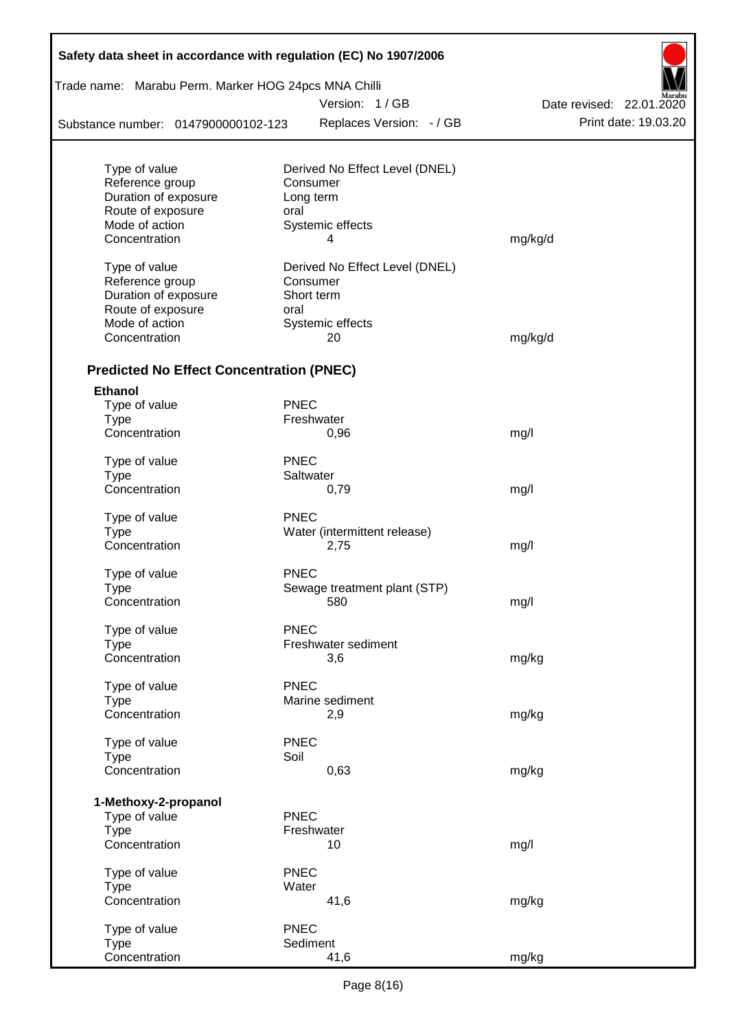| | | |
|---|---|---|
| Type of value | Derived No Effect Level (DNEL) | |
| Reference group | Consumer | |
| Duration of exposure | Long term | |
| Route of exposure | oral | |
| Mode of action | Systemic effects | |
| Concentration | 4 | mg/kg/d |

| | | |
|---|---|---|
| Type of value | Derived No Effect Level (DNEL) | |
| Reference group | Consumer | |
| Duration of exposure | Short term | |
| Route of exposure | oral | |
| Mode of action | Systemic effects | |
| Concentration | 20 | mg/kg/d |

### Predicted No Effect Concentration (PNEC)

**Ethanol**

| | | |
|---|---|---|
| Type of value | PNEC | |
| Type | Freshwater | |
| Concentration | 0,96 | mg/l |

| | | |
|---|---|---|
| Type of value | PNEC | |
| Type | Saltwater | |
| Concentration | 0,79 | mg/l |

| | | |
|---|---|---|
| Type of value | PNEC | |
| Type | Water (intermittent release) | |
| Concentration | 2,75 | mg/l |

| | | |
|---|---|---|
| Type of value | PNEC | |
| Type | Sewage treatment plant (STP) | |
| Concentration | 580 | mg/l |

| | | |
|---|---|---|
| Type of value | PNEC | |
| Type | Freshwater sediment | |
| Concentration | 3,6 | mg/kg |

| | | |
|---|---|---|
| Type of value | PNEC | |
| Type | Marine sediment | |
| Concentration | 2,9 | mg/kg |

| | | |
|---|---|---|
| Type of value | PNEC | |
| Type | Soil | |
| Concentration | 0,63 | mg/kg |

**1-Methoxy-2-propanol**

| | | |
|---|---|---|
| Type of value | PNEC | |
| Type | Freshwater | |
| Concentration | 10 | mg/l |

| | | |
|---|---|---|
| Type of value | PNEC | |
| Type | Water | |
| Concentration | 41,6 | mg/kg |

| | | |
|---|---|---|
| Type of value | PNEC | |
| Type | Sediment | |
| Concentration | 41,6 | mg/kg |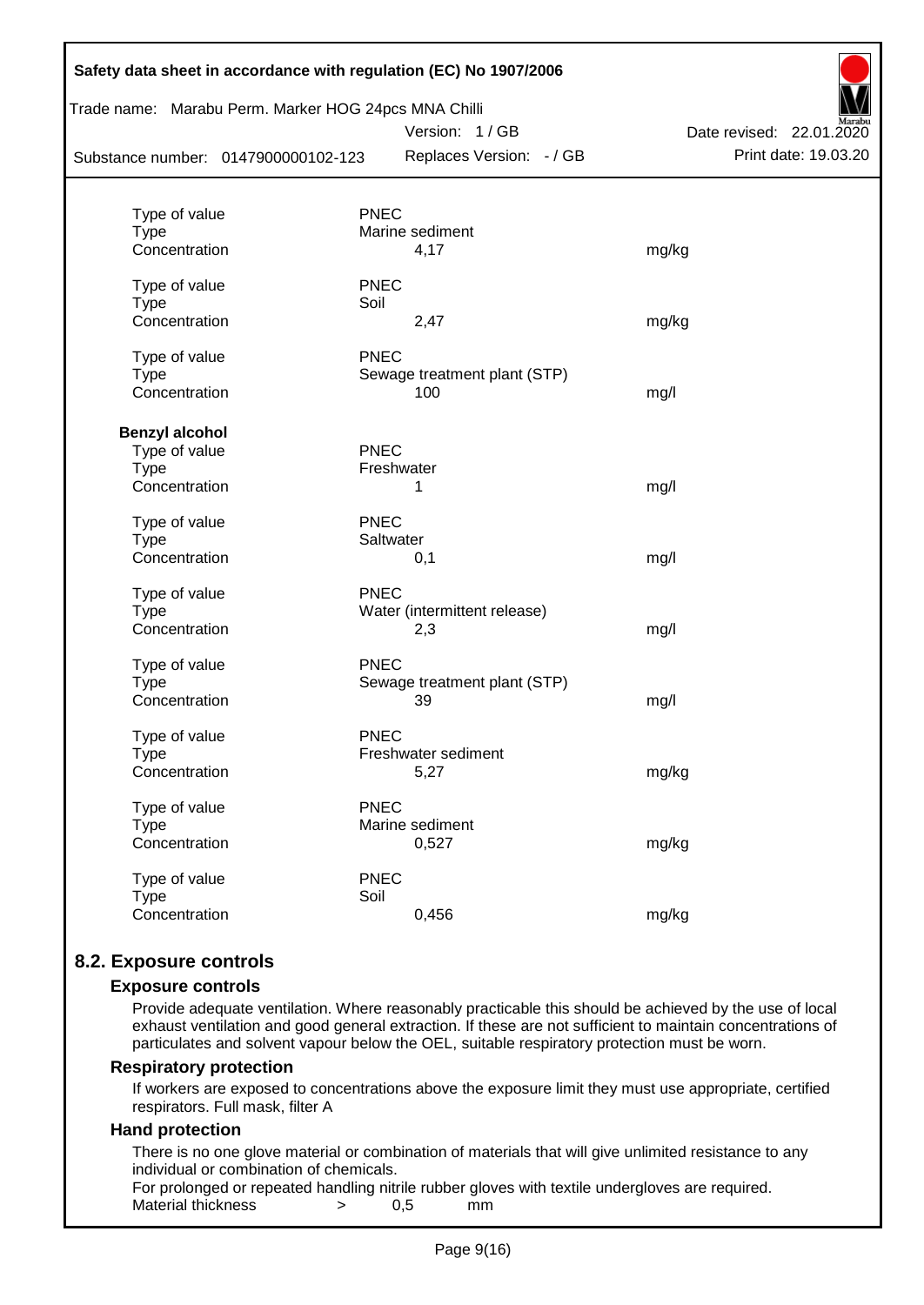| | | |
|---|---|---|
| Type of value | PNEC | |
| Type | Marine sediment | |
| Concentration | 4,17 | mg/kg |
| | | |
| Type of value | PNEC | |
| Type | Soil | |
| Concentration | 2,47 | mg/kg |
| | | |
| Type of value | PNEC | |
| Type | Sewage treatment plant (STP) | |
| Concentration | 100 | mg/l |

**Benzyl alcohol**

| | | |
|---|---|---|
| Type of value | PNEC | |
| Type | Freshwater | |
| Concentration | 1 | mg/l |
| | | |
| Type of value | PNEC | |
| Type | Saltwater | |
| Concentration | 0,1 | mg/l |
| | | |
| Type of value | PNEC | |
| Type | Water (intermittent release) | |
| Concentration | 2,3 | mg/l |
| | | |
| Type of value | PNEC | |
| Type | Sewage treatment plant (STP) | |
| Concentration | 39 | mg/l |
| | | |
| Type of value | PNEC | |
| Type | Freshwater sediment | |
| Concentration | 5,27 | mg/kg |
| | | |
| Type of value | PNEC | |
| Type | Marine sediment | |
| Concentration | 0,527 | mg/kg |
| | | |
| Type of value | PNEC | |
| Type | Soil | |
| Concentration | 0,456 | mg/kg |

## 8.2. Exposure controls

### Exposure controls

Provide adequate ventilation. Where reasonably practicable this should be achieved by the use of local exhaust ventilation and good general extraction. If these are not sufficient to maintain concentrations of particulates and solvent vapour below the OEL, suitable respiratory protection must be worn.

### Respiratory protection

If workers are exposed to concentrations above the exposure limit they must use appropriate, certified respirators. Full mask, filter A

### Hand protection

There is no one glove material or combination of materials that will give unlimited resistance to any individual or combination of chemicals.

For prolonged or repeated handling nitrile rubber gloves with textile undergloves are required.

Material thickness > 0,5 mm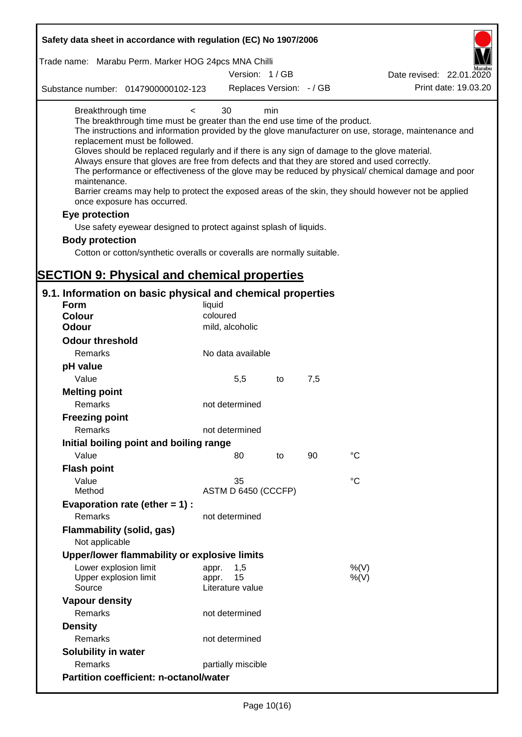Breakthrough time < 30 min

The breakthrough time must be greater than the end use time of the product.

The instructions and information provided by the glove manufacturer on use, storage, maintenance and replacement must be followed.

Gloves should be replaced regularly and if there is any sign of damage to the glove material.

Always ensure that gloves are free from defects and that they are stored and used correctly.

The performance or effectiveness of the glove may be reduced by physical/ chemical damage and poor maintenance.

Barrier creams may help to protect the exposed areas of the skin, they should however not be applied once exposure has occurred.

**Eye protection**

Use safety eyewear designed to protect against splash of liquids.

**Body protection**

Cotton or cotton/synthetic overalls or coveralls are normally suitable.

# SECTION 9: Physical and chemical properties

## 9.1. Information on basic physical and chemical properties

| | | | | |
|---|---|---|---|---|
| **Form** | liquid | | | |
| **Colour** | coloured | | | |
| **Odour** | mild, alcoholic | | | |
| **Odour threshold** | | | | |
| Remarks | No data available | | | |
| **pH value** | | | | |
| Value | 5,5 | to | 7,5 | |
| **Melting point** | | | | |
| Remarks | not determined | | | |
| **Freezing point** | | | | |
| Remarks | not determined | | | |
| **Initial boiling point and boiling range** | | | | |
| Value | 80 | to | 90 | °C |
| **Flash point** | | | | |
| Value | 35 | | | °C |
| Method | ASTM D 6450 (CCCFP) | | | |
| **Evaporation rate (ether = 1) :** | | | | |
| Remarks | not determined | | | |
| **Flammability (solid, gas)** | | | | |
| Not applicable | | | | |
| **Upper/lower flammability or explosive limits** | | | | |
| Lower explosion limit | appr. 1,5 | | | %(V) |
| Upper explosion limit | appr. 15 | | | %(V) |
| Source | Literature value | | | |
| **Vapour density** | | | | |
| Remarks | not determined | | | |
| **Density** | | | | |
| Remarks | not determined | | | |
| **Solubility in water** | | | | |
| Remarks | partially miscible | | | |
| **Partition coefficient: n-octanol/water** | | | | |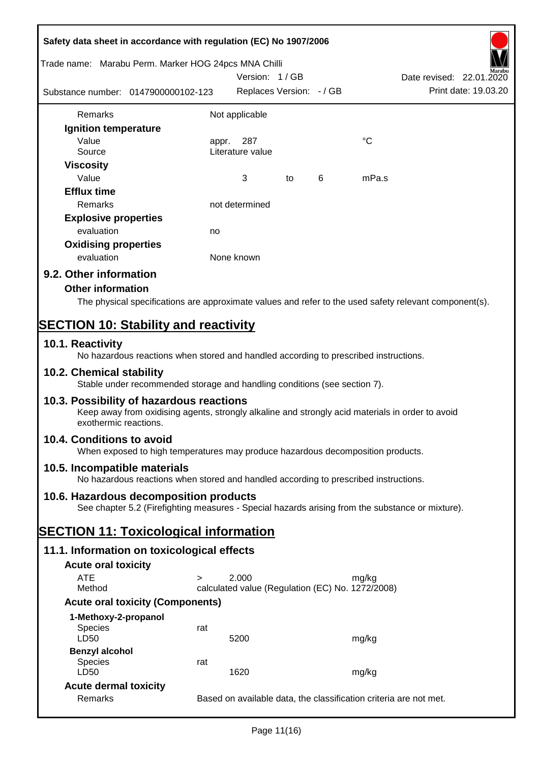| | | | | |
|---|---|---|---|---|
| Remarks | Not applicable | | | |
| **Ignition temperature** | | | | |
| Value | appr. 287 | | | °C |
| Source | Literature value | | | |
| **Viscosity** | | | | |
| Value | 3 | to | 6 | mPa.s |
| **Efflux time** | | | | |
| Remarks | not determined | | | |
| **Explosive properties** | | | | |
| evaluation | no | | | |
| **Oxidising properties** | | | | |
| evaluation | None known | | | |

## 9.2. Other information

### Other information

The physical specifications are approximate values and refer to the used safety relevant component(s).

# SECTION 10: Stability and reactivity

## 10.1. Reactivity

No hazardous reactions when stored and handled according to prescribed instructions.

## 10.2. Chemical stability

Stable under recommended storage and handling conditions (see section 7).

## 10.3. Possibility of hazardous reactions

Keep away from oxidising agents, strongly alkaline and strongly acid materials in order to avoid exothermic reactions.

## 10.4. Conditions to avoid

When exposed to high temperatures may produce hazardous decomposition products.

## 10.5. Incompatible materials

No hazardous reactions when stored and handled according to prescribed instructions.

## 10.6. Hazardous decomposition products

See chapter 5.2 (Firefighting measures - Special hazards arising from the substance or mixture).

# SECTION 11: Toxicological information

## 11.1. Information on toxicological effects

### Acute oral toxicity

| | | | |
|---|---|---|---|
| ATE | > | 2.000 | mg/kg |
| Method | calculated value (Regulation (EC) No. 1272/2008) | | |

### Acute oral toxicity (Components)

| | | | |
|---|---|---|---|
| **1-Methoxy-2-propanol** | | | |
| Species | rat | | |
| LD50 | | 5200 | mg/kg |
| **Benzyl alcohol** | | | |
| Species | rat | | |
| LD50 | | 1620 | mg/kg |

### Acute dermal toxicity

| | |
|---|---|
| Remarks | Based on available data, the classification criteria are not met. |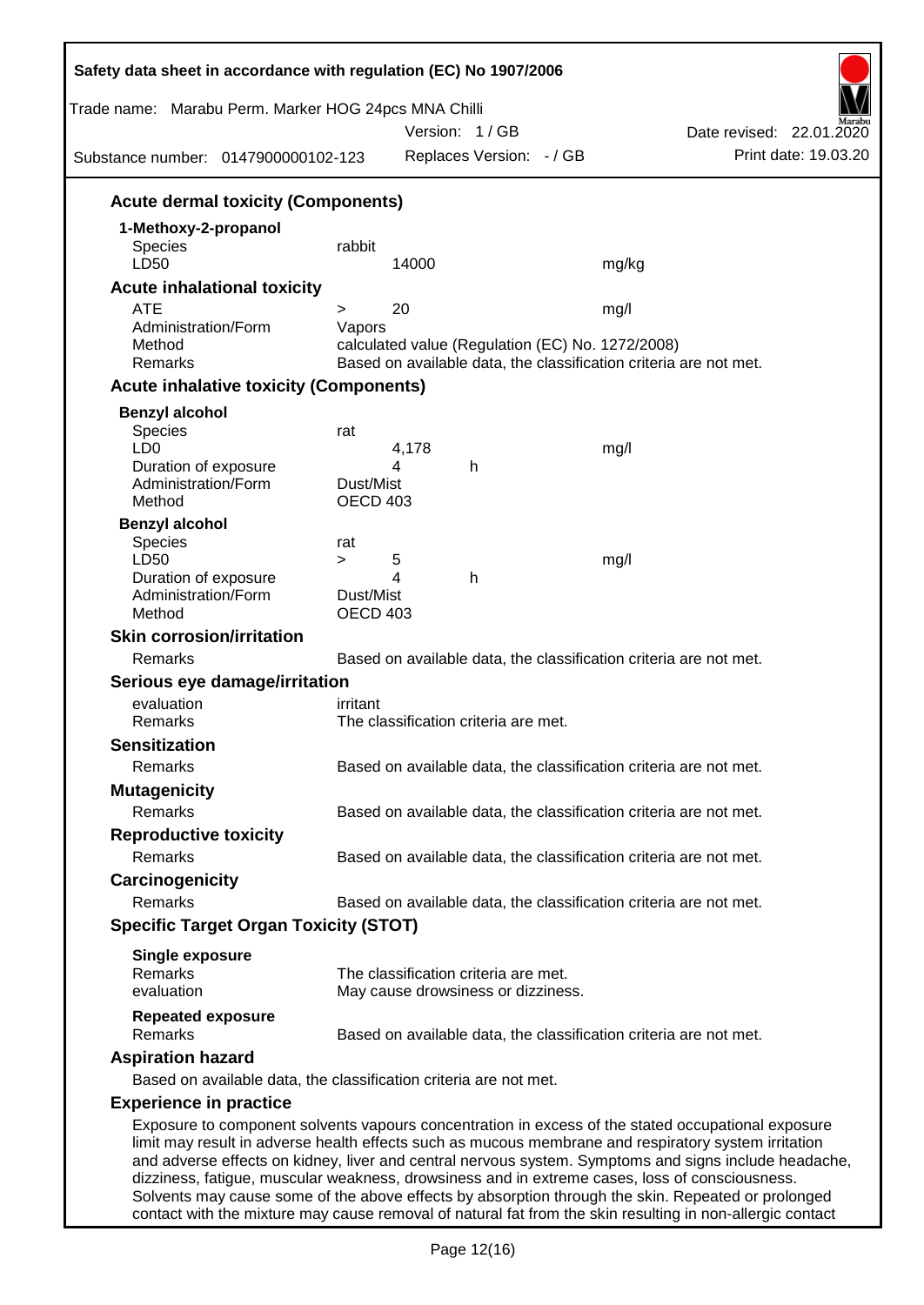### Acute dermal toxicity (Components)

**1-Methoxy-2-propanol**

| | | | |
|---|---|---|---|
| Species | rabbit | | |
| LD50 | 14000 | | mg/kg |

### Acute inhalational toxicity

| | | | |
|---|---|---|---|
| ATE | > | 20 | mg/l |
| Administration/Form | Vapors | | |
| Method | calculated value (Regulation (EC) No. 1272/2008) | | |
| Remarks | Based on available data, the classification criteria are not met. | | |

### Acute inhalative toxicity (Components)

**Benzyl alcohol**

| | | | |
|---|---|---|---|
| Species | rat | | |
| LD0 | 4,178 | | mg/l |
| Duration of exposure | 4 | h | |
| Administration/Form | Dust/Mist | | |
| Method | OECD 403 | | |

**Benzyl alcohol**

| | | | |
|---|---|---|---|
| Species | rat | | |
| LD50 | > 5 | | mg/l |
| Duration of exposure | 4 | h | |
| Administration/Form | Dust/Mist | | |
| Method | OECD 403 | | |

### Skin corrosion/irritation

Remarks: Based on available data, the classification criteria are not met.

### Serious eye damage/irritation

evaluation: irritant
Remarks: The classification criteria are met.

### Sensitization

Remarks: Based on available data, the classification criteria are not met.

### Mutagenicity

Remarks: Based on available data, the classification criteria are not met.

### Reproductive toxicity

Remarks: Based on available data, the classification criteria are not met.

### Carcinogenicity

Remarks: Based on available data, the classification criteria are not met.

### Specific Target Organ Toxicity (STOT)

**Single exposure**
Remarks: The classification criteria are met.
evaluation: May cause drowsiness or dizziness.

**Repeated exposure**
Remarks: Based on available data, the classification criteria are not met.

### Aspiration hazard

Based on available data, the classification criteria are not met.

### Experience in practice

Exposure to component solvents vapours concentration in excess of the stated occupational exposure limit may result in adverse health effects such as mucous membrane and respiratory system irritation and adverse effects on kidney, liver and central nervous system. Symptoms and signs include headache, dizziness, fatigue, muscular weakness, drowsiness and in extreme cases, loss of consciousness. Solvents may cause some of the above effects by absorption through the skin. Repeated or prolonged contact with the mixture may cause removal of natural fat from the skin resulting in non-allergic contact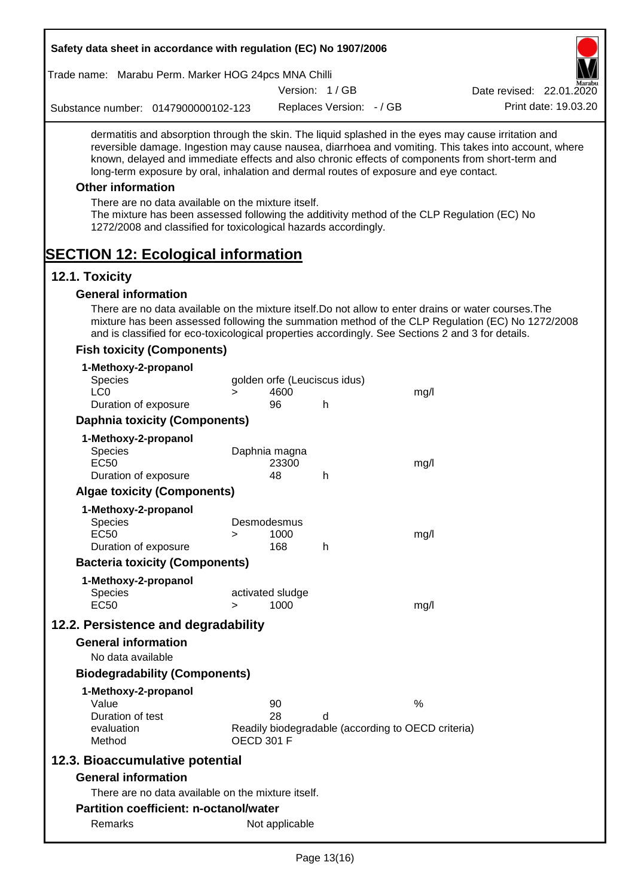dermatitis and absorption through the skin. The liquid splashed in the eyes may cause irritation and reversible damage. Ingestion may cause nausea, diarrhoea and vomiting. This takes into account, where known, delayed and immediate effects and also chronic effects of components from short-term and long-term exposure by oral, inhalation and dermal routes of exposure and eye contact.

### Other information

There are no data available on the mixture itself.
The mixture has been assessed following the additivity method of the CLP Regulation (EC) No 1272/2008 and classified for toxicological hazards accordingly.

# SECTION 12: Ecological information

## 12.1. Toxicity

### General information

There are no data available on the mixture itself.Do not allow to enter drains or water courses.The mixture has been assessed following the summation method of the CLP Regulation (EC) No 1272/2008 and is classified for eco-toxicological properties accordingly. See Sections 2 and 3 for details.

### Fish toxicity (Components)

**1-Methoxy-2-propanol**

| | | | | |
|---|---|---|---|---|
| Species | golden orfe (Leuciscus idus) | | | |
| LC0 | > | 4600 | | mg/l |
| Duration of exposure | | 96 | h | |

### Daphnia toxicity (Components)

**1-Methoxy-2-propanol**

| | | | | |
|---|---|---|---|---|
| Species | Daphnia magna | | | |
| EC50 | | 23300 | | mg/l |
| Duration of exposure | | 48 | h | |

### Algae toxicity (Components)

**1-Methoxy-2-propanol**

| | | | | |
|---|---|---|---|---|
| Species | Desmodesmus | | | |
| EC50 | > | 1000 | | mg/l |
| Duration of exposure | | 168 | h | |

### Bacteria toxicity (Components)

**1-Methoxy-2-propanol**

| | | | | |
|---|---|---|---|---|
| Species | activated sludge | | | |
| EC50 | > | 1000 | | mg/l |

## 12.2. Persistence and degradability

### General information

No data available

### Biodegradability (Components)

**1-Methoxy-2-propanol**

| | | | |
|---|---|---|---|
| Value | 90 | | % |
| Duration of test | 28 | d | |
| evaluation | Readily biodegradable (according to OECD criteria) | | |
| Method | OECD 301 F | | |

## 12.3. Bioaccumulative potential

### General information

There are no data available on the mixture itself.

### Partition coefficient: n-octanol/water

| | |
|---|---|
| Remarks | Not applicable |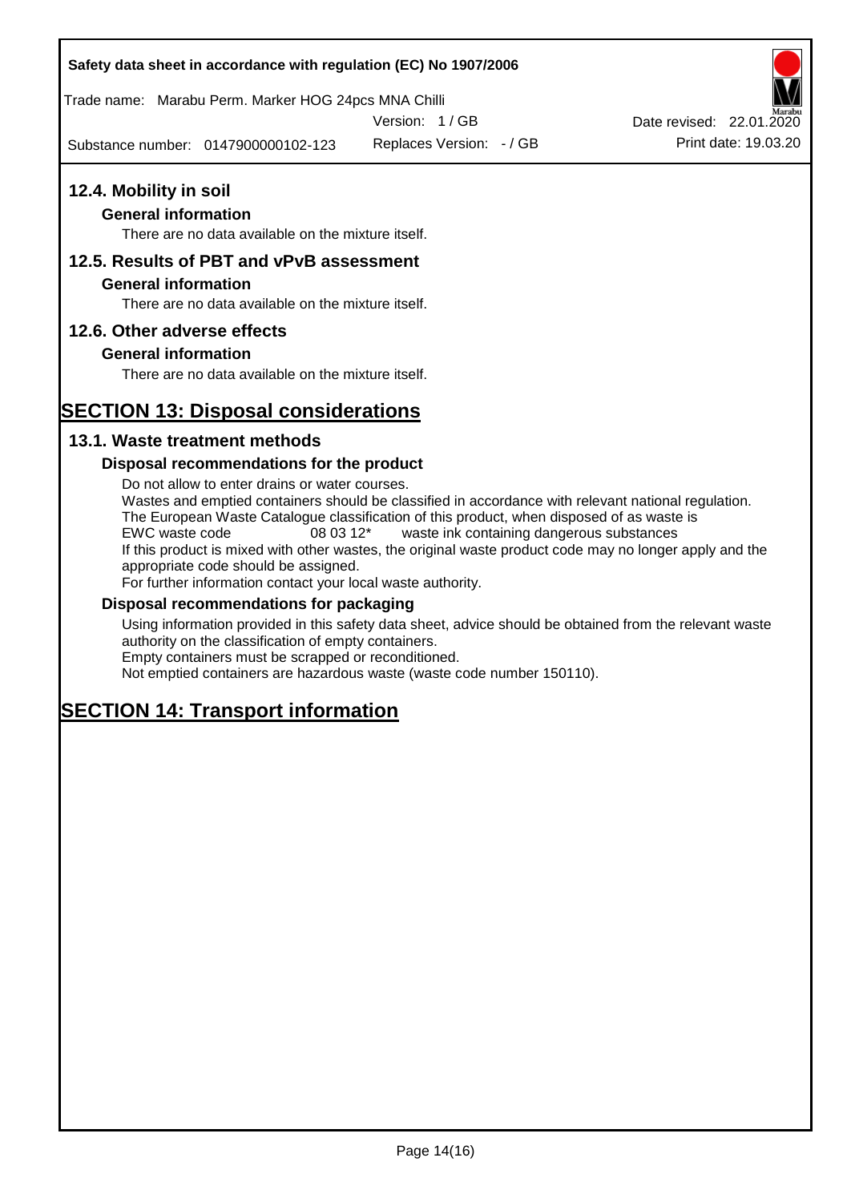## 12.4. Mobility in soil

### General information

There are no data available on the mixture itself.

## 12.5. Results of PBT and vPvB assessment

### General information

There are no data available on the mixture itself.

## 12.6. Other adverse effects

### General information

There are no data available on the mixture itself.

# SECTION 13: Disposal considerations

## 13.1. Waste treatment methods

### Disposal recommendations for the product

Do not allow to enter drains or water courses.
Wastes and emptied containers should be classified in accordance with relevant national regulation.
The European Waste Catalogue classification of this product, when disposed of as waste is
EWC waste code 08 03 12* waste ink containing dangerous substances
If this product is mixed with other wastes, the original waste product code may no longer apply and the appropriate code should be assigned.
For further information contact your local waste authority.

### Disposal recommendations for packaging

Using information provided in this safety data sheet, advice should be obtained from the relevant waste authority on the classification of empty containers.
Empty containers must be scrapped or reconditioned.
Not emptied containers are hazardous waste (waste code number 150110).

# SECTION 14: Transport information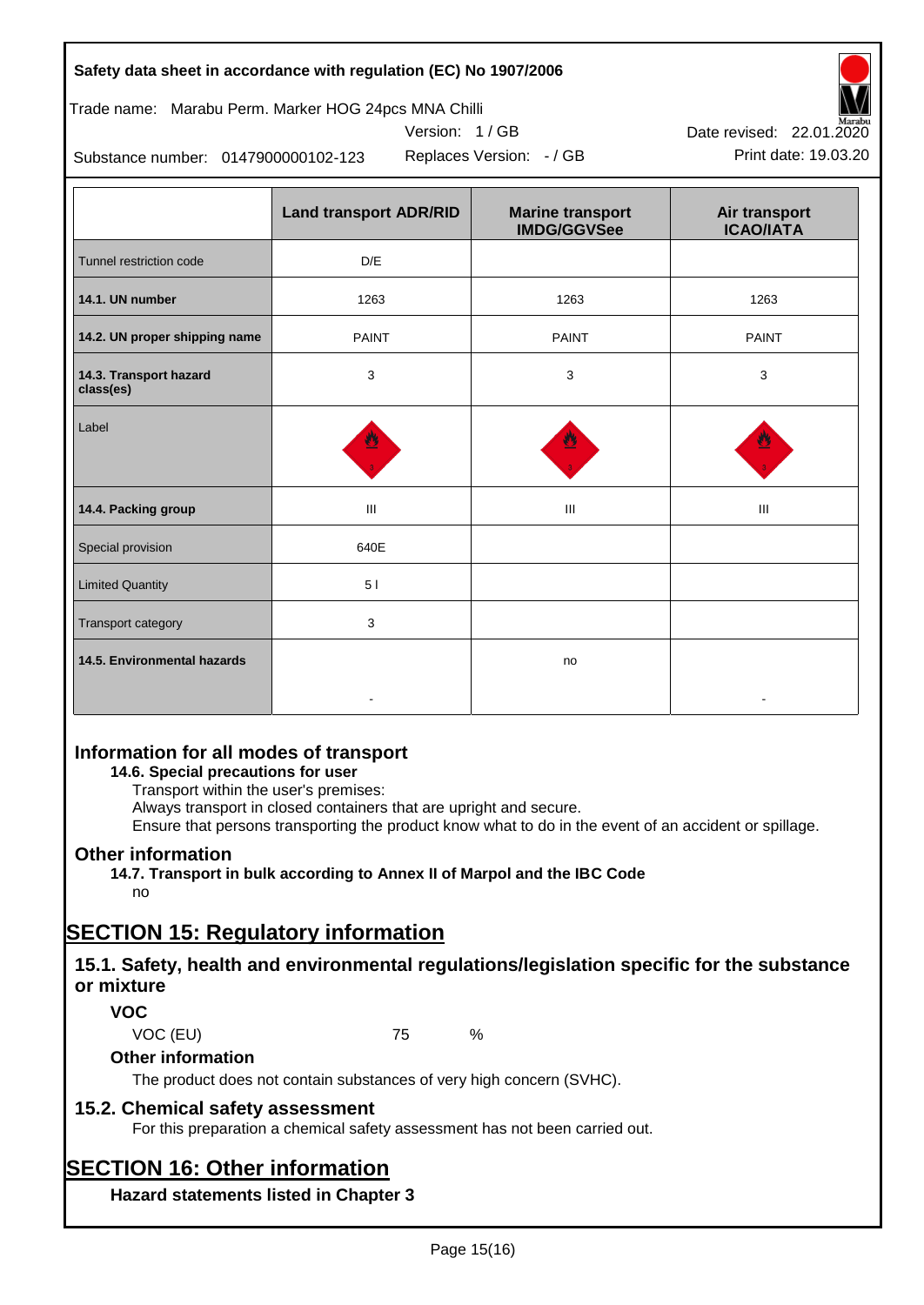| | Land transport ADR/RID | Marine transport IMDG/GGVSee | Air transport ICAO/IATA |
|---|---|---|---|
| Tunnel restriction code | D/E | | |
| **14.1. UN number** | 1263 | 1263 | 1263 |
| **14.2. UN proper shipping name** | PAINT | PAINT | PAINT |
| **14.3. Transport hazard class(es)** | 3 | 3 | 3 |
| Label | | | |
| **14.4. Packing group** | III | III | III |
| Special provision | 640E | | |
| Limited Quantity | 5 l | | |
| Transport category | 3 | | |
| **14.5. Environmental hazards** | - | no | - |

## Information for all modes of transport

**14.6. Special precautions for user**

Transport within the user's premises:
Always transport in closed containers that are upright and secure.
Ensure that persons transporting the product know what to do in the event of an accident or spillage.

## Other information

**14.7. Transport in bulk according to Annex II of Marpol and the IBC Code**

no

# SECTION 15: Regulatory information

## 15.1. Safety, health and environmental regulations/legislation specific for the substance or mixture

### VOC

VOC (EU) 75 %

### Other information

The product does not contain substances of very high concern (SVHC).

## 15.2. Chemical safety assessment

For this preparation a chemical safety assessment has not been carried out.

# SECTION 16: Other information

### Hazard statements listed in Chapter 3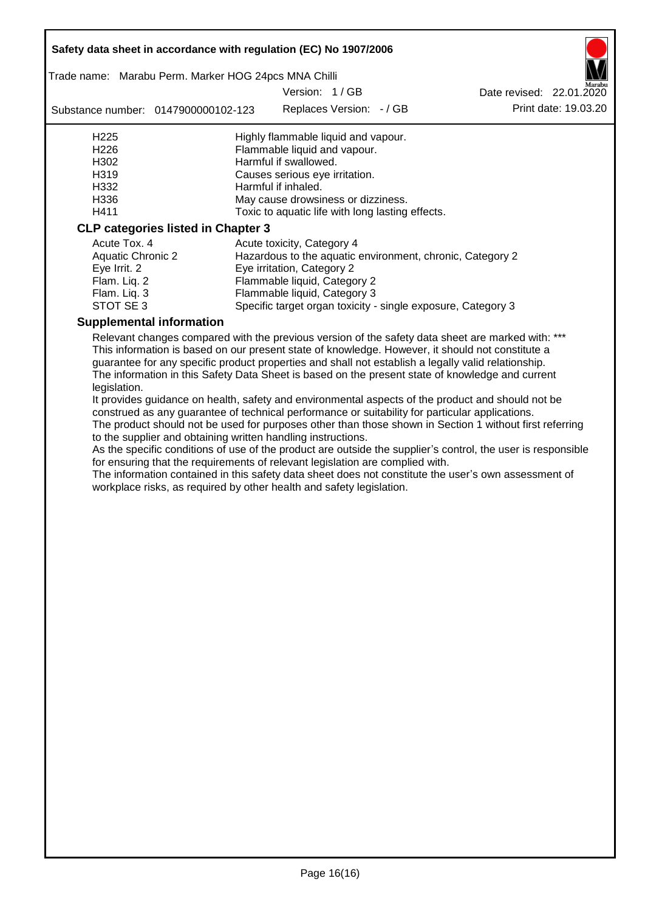| | |
|---|---|
| H225 | Highly flammable liquid and vapour. |
| H226 | Flammable liquid and vapour. |
| H302 | Harmful if swallowed. |
| H319 | Causes serious eye irritation. |
| H332 | Harmful if inhaled. |
| H336 | May cause drowsiness or dizziness. |
| H411 | Toxic to aquatic life with long lasting effects. |

## CLP categories listed in Chapter 3

| | |
|---|---|
| Acute Tox. 4 | Acute toxicity, Category 4 |
| Aquatic Chronic 2 | Hazardous to the aquatic environment, chronic, Category 2 |
| Eye Irrit. 2 | Eye irritation, Category 2 |
| Flam. Liq. 2 | Flammable liquid, Category 2 |
| Flam. Liq. 3 | Flammable liquid, Category 3 |
| STOT SE 3 | Specific target organ toxicity - single exposure, Category 3 |

## Supplemental information

Relevant changes compared with the previous version of the safety data sheet are marked with: ***
This information is based on our present state of knowledge. However, it should not constitute a guarantee for any specific product properties and shall not establish a legally valid relationship.
The information in this Safety Data Sheet is based on the present state of knowledge and current legislation.
It provides guidance on health, safety and environmental aspects of the product and should not be construed as any guarantee of technical performance or suitability for particular applications.
The product should not be used for purposes other than those shown in Section 1 without first referring to the supplier and obtaining written handling instructions.
As the specific conditions of use of the product are outside the supplier's control, the user is responsible for ensuring that the requirements of relevant legislation are complied with.
The information contained in this safety data sheet does not constitute the user's own assessment of workplace risks, as required by other health and safety legislation.